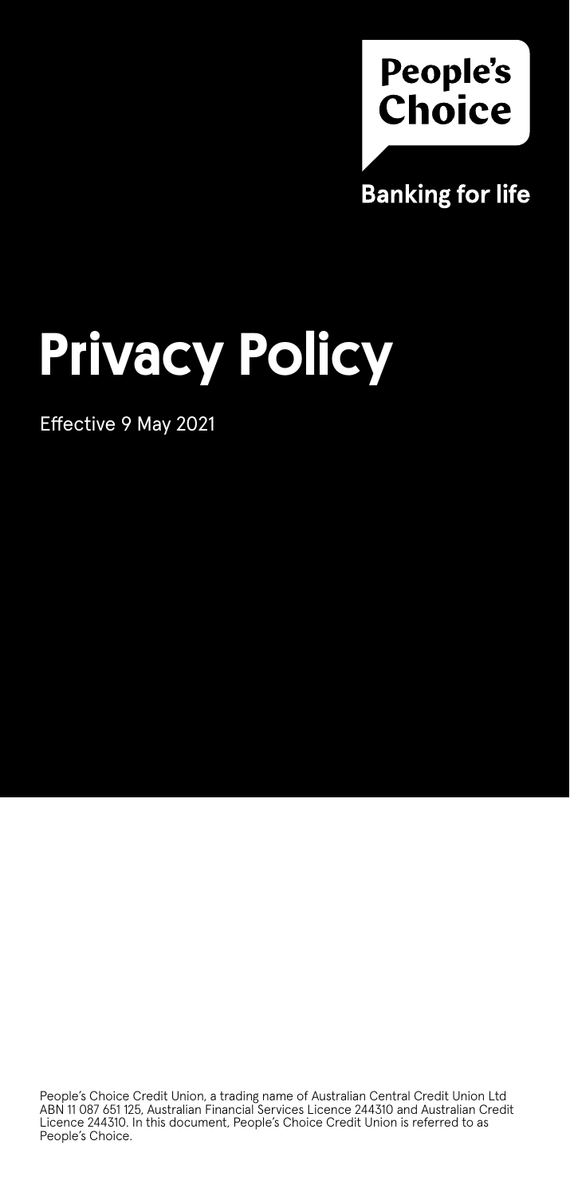People's Choice

Banking for life

# Privacy Policy

Effective 9 May 2021

People's Choice Credit Union, a trading name of Australian Central Credit Union Ltd ABN 11 087 651 125, Australian Financial Services Licence 244310 and Australian Credit Licence 244310. In this document, People's Choice Credit Union is referred to as People's Choice.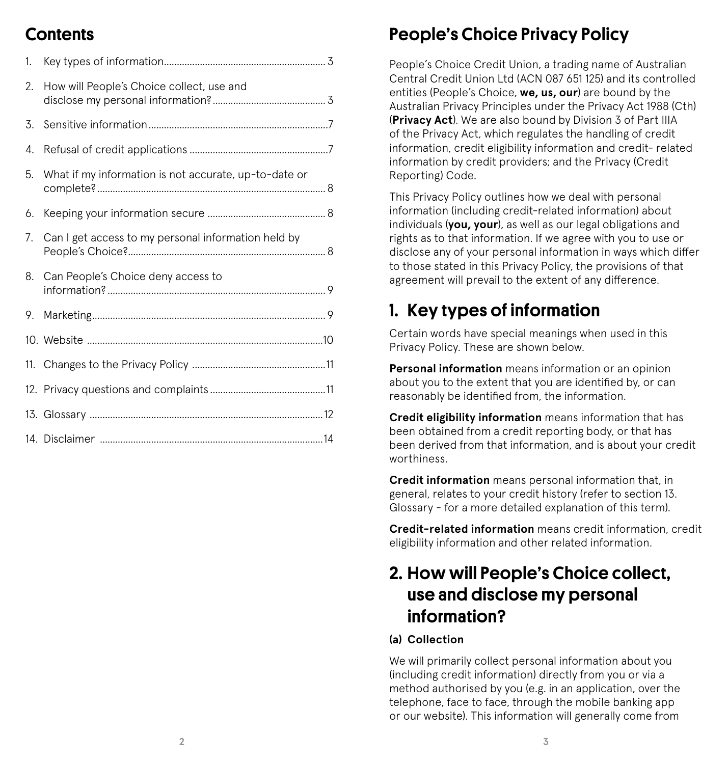## Contents

1. Key types of information ... 3
2. How will People's Choice collect, use and disclose my personal information? ... 3
3. Sensitive information ... 7
4. Refusal of credit applications ... 7
5. What if my information is not accurate, up-to-date or complete? ... 8
6. Keeping your information secure ... 8
7. Can I get access to my personal information held by People's Choice? ... 8
8. Can People's Choice deny access to information? ... 9
9. Marketing ... 9
10. Website ... 10
11. Changes to the Privacy Policy ... 11
12. Privacy questions and complaints ... 11
13. Glossary ... 12
14. Disclaimer ... 14

# People's Choice Privacy Policy

People's Choice Credit Union, a trading name of Australian Central Credit Union Ltd (ACN 087 651 125) and its controlled entities (People's Choice, **we, us, our**) are bound by the Australian Privacy Principles under the Privacy Act 1988 (Cth) (**Privacy Act**). We are also bound by Division 3 of Part IIIA of the Privacy Act, which regulates the handling of credit information, credit eligibility information and credit- related information by credit providers; and the Privacy (Credit Reporting) Code.

This Privacy Policy outlines how we deal with personal information (including credit-related information) about individuals (**you, your**), as well as our legal obligations and rights as to that information. If we agree with you to use or disclose any of your personal information in ways which differ to those stated in this Privacy Policy, the provisions of that agreement will prevail to the extent of any difference.

## 1. Key types of information

Certain words have special meanings when used in this Privacy Policy. These are shown below.

**Personal information** means information or an opinion about you to the extent that you are identified by, or can reasonably be identified from, the information.

**Credit eligibility information** means information that has been obtained from a credit reporting body, or that has been derived from that information, and is about your credit worthiness.

**Credit information** means personal information that, in general, relates to your credit history (refer to section 13. Glossary - for a more detailed explanation of this term).

**Credit-related information** means credit information, credit eligibility information and other related information.

## 2. How will People's Choice collect, use and disclose my personal information?

### (a) Collection

We will primarily collect personal information about you (including credit information) directly from you or via a method authorised by you (e.g. in an application, over the telephone, face to face, through the mobile banking app or our website). This information will generally come from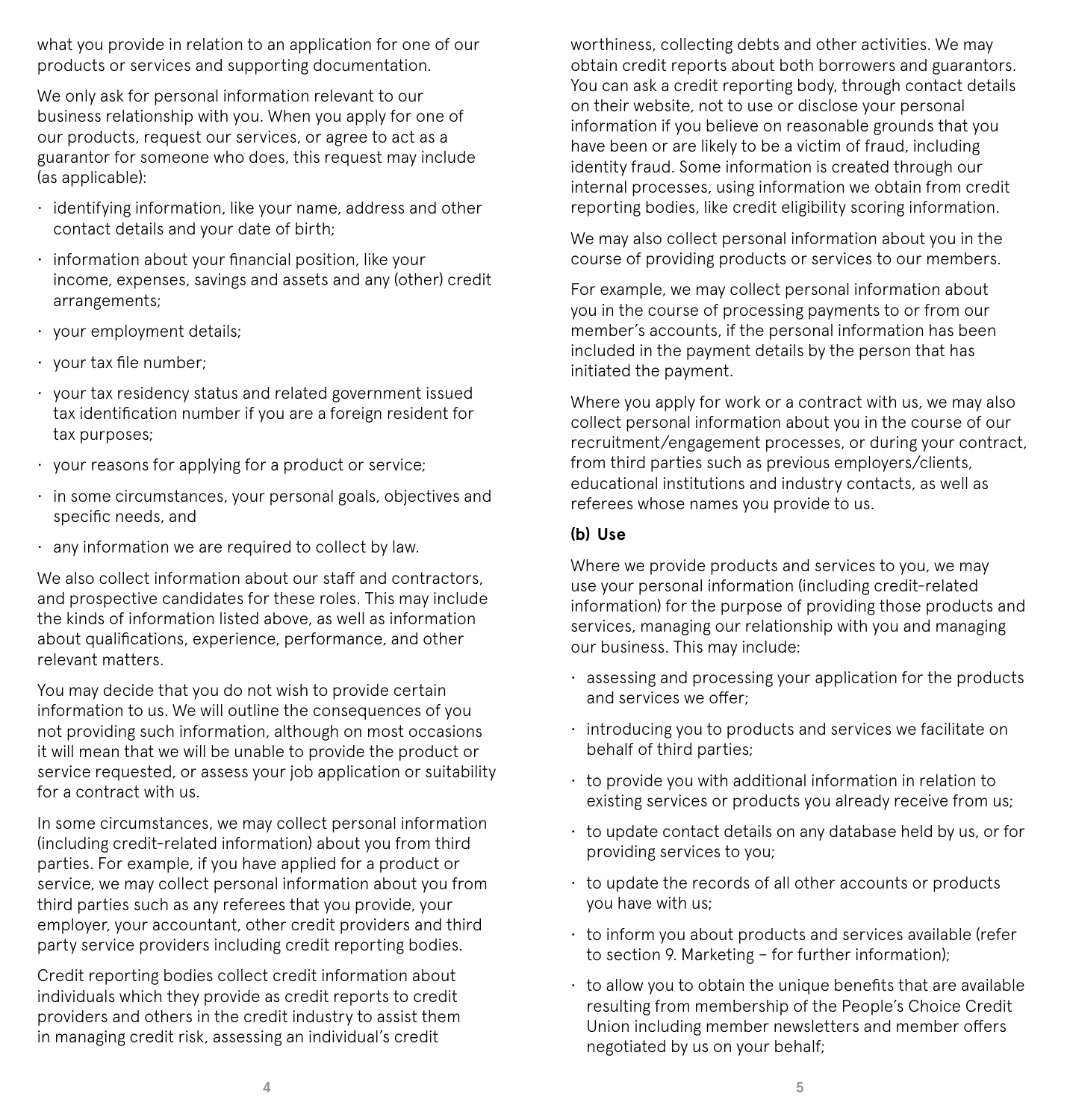what you provide in relation to an application for one of our products or services and supporting documentation.

We only ask for personal information relevant to our business relationship with you. When you apply for one of our products, request our services, or agree to act as a guarantor for someone who does, this request may include (as applicable):

- identifying information, like your name, address and other contact details and your date of birth;
- information about your financial position, like your income, expenses, savings and assets and any (other) credit arrangements;
- your employment details;
- your tax file number;
- your tax residency status and related government issued tax identification number if you are a foreign resident for tax purposes;
- your reasons for applying for a product or service;
- in some circumstances, your personal goals, objectives and specific needs, and
- any information we are required to collect by law.

We also collect information about our staff and contractors, and prospective candidates for these roles. This may include the kinds of information listed above, as well as information about qualifications, experience, performance, and other relevant matters.

You may decide that you do not wish to provide certain information to us. We will outline the consequences of you not providing such information, although on most occasions it will mean that we will be unable to provide the product or service requested, or assess your job application or suitability for a contract with us.

In some circumstances, we may collect personal information (including credit-related information) about you from third parties. For example, if you have applied for a product or service, we may collect personal information about you from third parties such as any referees that you provide, your employer, your accountant, other credit providers and third party service providers including credit reporting bodies.

Credit reporting bodies collect credit information about individuals which they provide as credit reports to credit providers and others in the credit industry to assist them in managing credit risk, assessing an individual's credit worthiness, collecting debts and other activities. We may obtain credit reports about both borrowers and guarantors. You can ask a credit reporting body, through contact details on their website, not to use or disclose your personal information if you believe on reasonable grounds that you have been or are likely to be a victim of fraud, including identity fraud. Some information is created through our internal processes, using information we obtain from credit reporting bodies, like credit eligibility scoring information.

We may also collect personal information about you in the course of providing products or services to our members.

For example, we may collect personal information about you in the course of processing payments to or from our member's accounts, if the personal information has been included in the payment details by the person that has initiated the payment.

Where you apply for work or a contract with us, we may also collect personal information about you in the course of our recruitment/engagement processes, or during your contract, from third parties such as previous employers/clients, educational institutions and industry contacts, as well as referees whose names you provide to us.

**(b) Use**

Where we provide products and services to you, we may use your personal information (including credit-related information) for the purpose of providing those products and services, managing our relationship with you and managing our business. This may include:

- assessing and processing your application for the products and services we offer;
- introducing you to products and services we facilitate on behalf of third parties;
- to provide you with additional information in relation to existing services or products you already receive from us;
- to update contact details on any database held by us, or for providing services to you;
- to update the records of all other accounts or products you have with us;
- to inform you about products and services available (refer to section 9. Marketing – for further information);
- to allow you to obtain the unique benefits that are available resulting from membership of the People's Choice Credit Union including member newsletters and member offers negotiated by us on your behalf;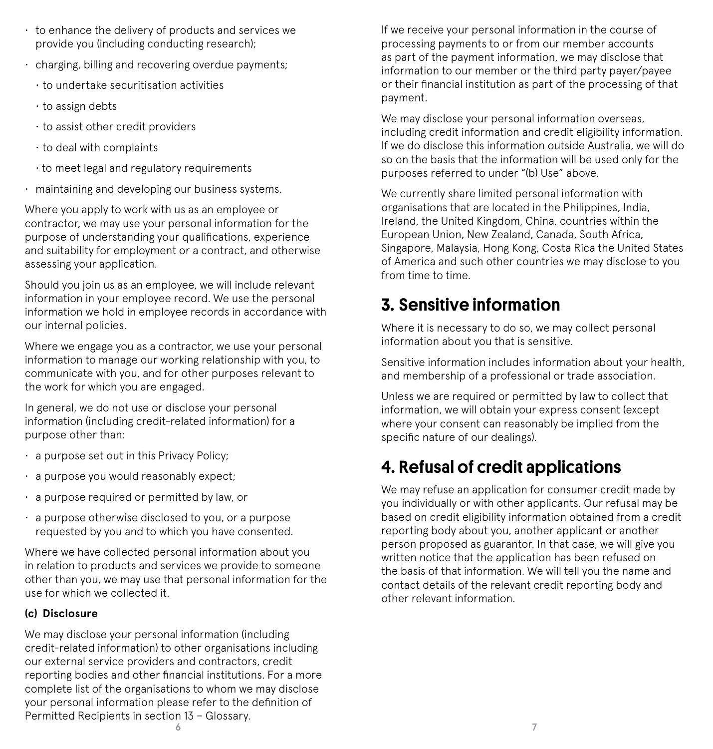- to enhance the delivery of products and services we provide you (including conducting research);
- charging, billing and recovering overdue payments;
  - to undertake securitisation activities
  - to assign debts
  - to assist other credit providers
  - to deal with complaints
  - to meet legal and regulatory requirements
- maintaining and developing our business systems.

Where you apply to work with us as an employee or contractor, we may use your personal information for the purpose of understanding your qualifications, experience and suitability for employment or a contract, and otherwise assessing your application.

Should you join us as an employee, we will include relevant information in your employee record. We use the personal information we hold in employee records in accordance with our internal policies.

Where we engage you as a contractor, we use your personal information to manage our working relationship with you, to communicate with you, and for other purposes relevant to the work for which you are engaged.

In general, we do not use or disclose your personal information (including credit-related information) for a purpose other than:

- a purpose set out in this Privacy Policy;
- a purpose you would reasonably expect;
- a purpose required or permitted by law, or
- a purpose otherwise disclosed to you, or a purpose requested by you and to which you have consented.

Where we have collected personal information about you in relation to products and services we provide to someone other than you, we may use that personal information for the use for which we collected it.

**(c) Disclosure**

We may disclose your personal information (including credit-related information) to other organisations including our external service providers and contractors, credit reporting bodies and other financial institutions. For a more complete list of the organisations to whom we may disclose your personal information please refer to the definition of Permitted Recipients in section 13 – Glossary.

If we receive your personal information in the course of processing payments to or from our member accounts as part of the payment information, we may disclose that information to our member or the third party payer/payee or their financial institution as part of the processing of that payment.

We may disclose your personal information overseas, including credit information and credit eligibility information. If we do disclose this information outside Australia, we will do so on the basis that the information will be used only for the purposes referred to under "(b) Use" above.

We currently share limited personal information with organisations that are located in the Philippines, India, Ireland, the United Kingdom, China, countries within the European Union, New Zealand, Canada, South Africa, Singapore, Malaysia, Hong Kong, Costa Rica the United States of America and such other countries we may disclose to you from time to time.

## 3. Sensitive information

Where it is necessary to do so, we may collect personal information about you that is sensitive.

Sensitive information includes information about your health, and membership of a professional or trade association.

Unless we are required or permitted by law to collect that information, we will obtain your express consent (except where your consent can reasonably be implied from the specific nature of our dealings).

## 4. Refusal of credit applications

We may refuse an application for consumer credit made by you individually or with other applicants. Our refusal may be based on credit eligibility information obtained from a credit reporting body about you, another applicant or another person proposed as guarantor. In that case, we will give you written notice that the application has been refused on the basis of that information. We will tell you the name and contact details of the relevant credit reporting body and other relevant information.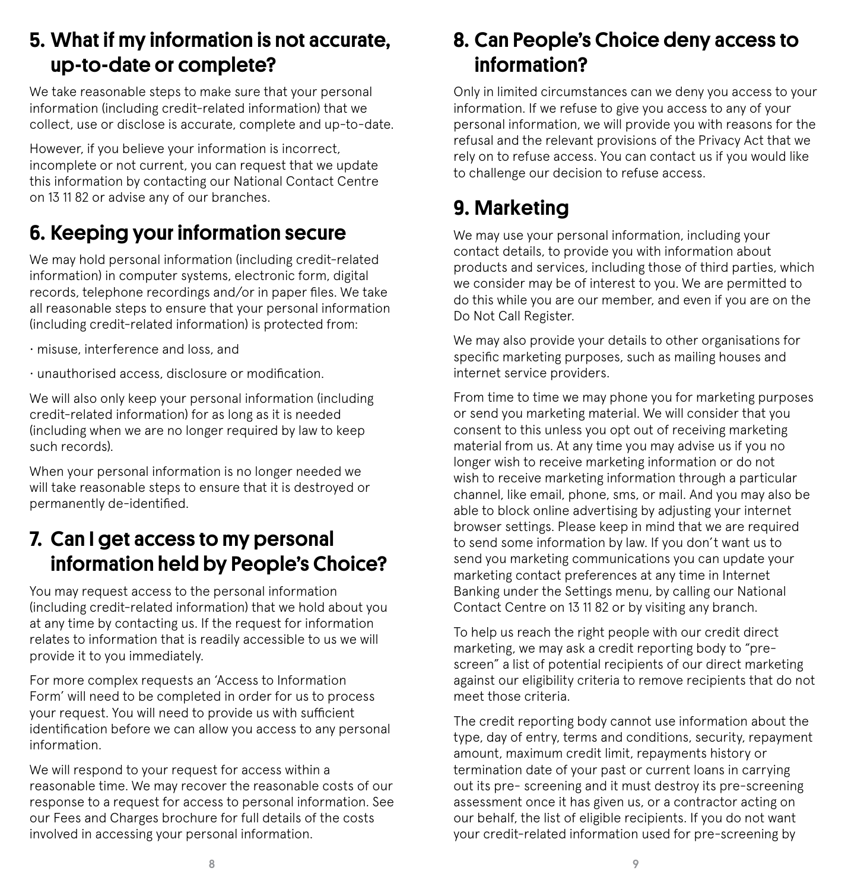## 5. What if my information is not accurate, up-to-date or complete?

We take reasonable steps to make sure that your personal information (including credit-related information) that we collect, use or disclose is accurate, complete and up-to-date.

However, if you believe your information is incorrect, incomplete or not current, you can request that we update this information by contacting our National Contact Centre on 13 11 82 or advise any of our branches.

## 6. Keeping your information secure

We may hold personal information (including credit-related information) in computer systems, electronic form, digital records, telephone recordings and/or in paper files. We take all reasonable steps to ensure that your personal information (including credit-related information) is protected from:

- misuse, interference and loss, and
- unauthorised access, disclosure or modification.

We will also only keep your personal information (including credit-related information) for as long as it is needed (including when we are no longer required by law to keep such records).

When your personal information is no longer needed we will take reasonable steps to ensure that it is destroyed or permanently de-identified.

## 7. Can I get access to my personal information held by People's Choice?

You may request access to the personal information (including credit-related information) that we hold about you at any time by contacting us. If the request for information relates to information that is readily accessible to us we will provide it to you immediately.

For more complex requests an 'Access to Information Form' will need to be completed in order for us to process your request. You will need to provide us with sufficient identification before we can allow you access to any personal information.

We will respond to your request for access within a reasonable time. We may recover the reasonable costs of our response to a request for access to personal information. See our Fees and Charges brochure for full details of the costs involved in accessing your personal information.

## 8. Can People's Choice deny access to information?

Only in limited circumstances can we deny you access to your information. If we refuse to give you access to any of your personal information, we will provide you with reasons for the refusal and the relevant provisions of the Privacy Act that we rely on to refuse access. You can contact us if you would like to challenge our decision to refuse access.

## 9. Marketing

We may use your personal information, including your contact details, to provide you with information about products and services, including those of third parties, which we consider may be of interest to you. We are permitted to do this while you are our member, and even if you are on the Do Not Call Register.

We may also provide your details to other organisations for specific marketing purposes, such as mailing houses and internet service providers.

From time to time we may phone you for marketing purposes or send you marketing material. We will consider that you consent to this unless you opt out of receiving marketing material from us. At any time you may advise us if you no longer wish to receive marketing information or do not wish to receive marketing information through a particular channel, like email, phone, sms, or mail. And you may also be able to block online advertising by adjusting your internet browser settings. Please keep in mind that we are required to send some information by law. If you don't want us to send you marketing communications you can update your marketing contact preferences at any time in Internet Banking under the Settings menu, by calling our National Contact Centre on 13 11 82 or by visiting any branch.

To help us reach the right people with our credit direct marketing, we may ask a credit reporting body to "pre-screen" a list of potential recipients of our direct marketing against our eligibility criteria to remove recipients that do not meet those criteria.

The credit reporting body cannot use information about the type, day of entry, terms and conditions, security, repayment amount, maximum credit limit, repayments history or termination date of your past or current loans in carrying out its pre- screening and it must destroy its pre-screening assessment once it has given us, or a contractor acting on our behalf, the list of eligible recipients. If you do not want your credit-related information used for pre-screening by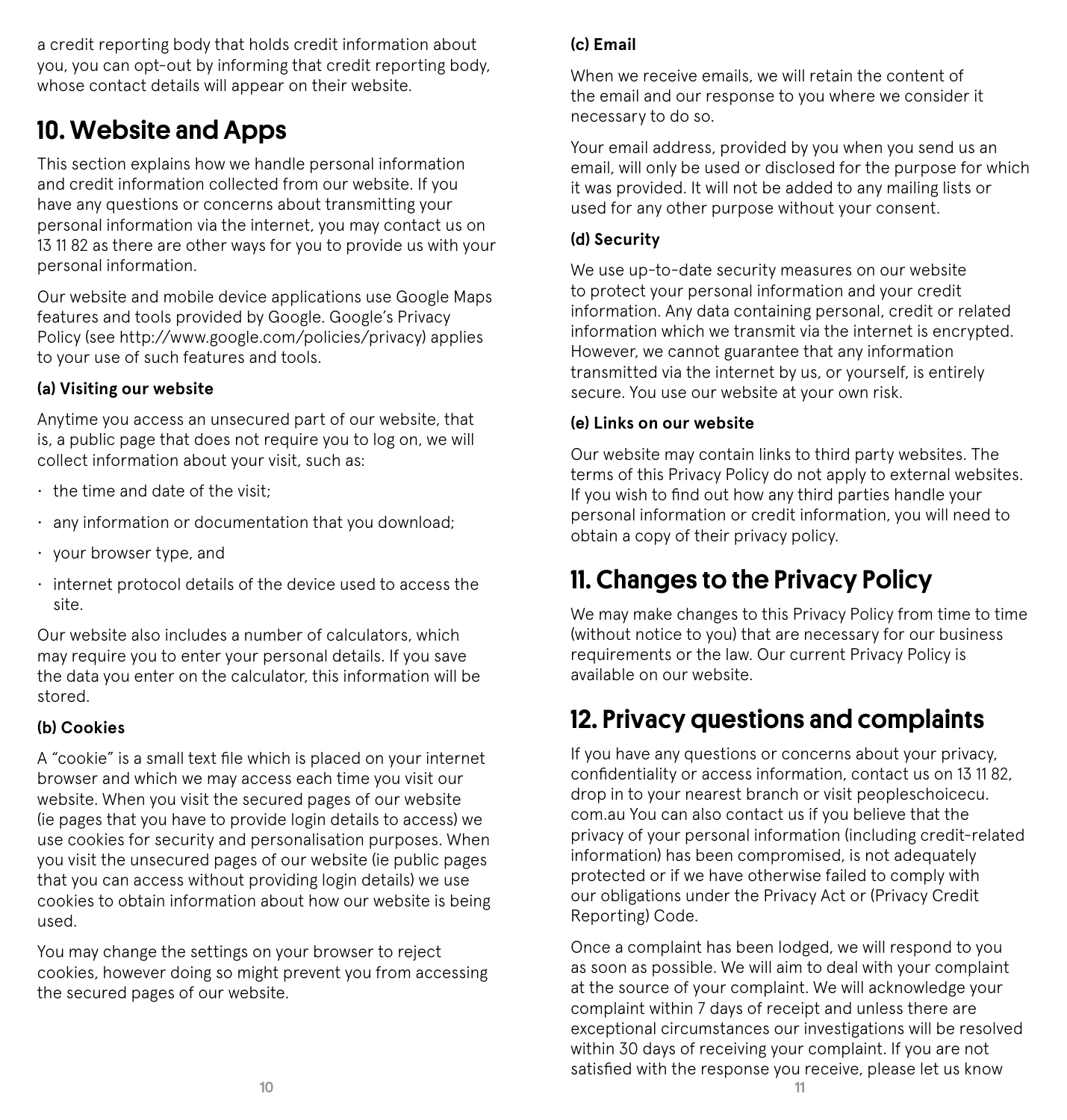a credit reporting body that holds credit information about you, you can opt-out by informing that credit reporting body, whose contact details will appear on their website.

## 10. Website and Apps

This section explains how we handle personal information and credit information collected from our website. If you have any questions or concerns about transmitting your personal information via the internet, you may contact us on 13 11 82 as there are other ways for you to provide us with your personal information.

Our website and mobile device applications use Google Maps features and tools provided by Google. Google's Privacy Policy (see http://www.google.com/policies/privacy) applies to your use of such features and tools.

**(a) Visiting our website**

Anytime you access an unsecured part of our website, that is, a public page that does not require you to log on, we will collect information about your visit, such as:

- the time and date of the visit;
- any information or documentation that you download;
- your browser type, and
- internet protocol details of the device used to access the site.

Our website also includes a number of calculators, which may require you to enter your personal details. If you save the data you enter on the calculator, this information will be stored.

**(b) Cookies**

A "cookie" is a small text file which is placed on your internet browser and which we may access each time you visit our website. When you visit the secured pages of our website (ie pages that you have to provide login details to access) we use cookies for security and personalisation purposes. When you visit the unsecured pages of our website (ie public pages that you can access without providing login details) we use cookies to obtain information about how our website is being used.

You may change the settings on your browser to reject cookies, however doing so might prevent you from accessing the secured pages of our website.

**(c) Email**

When we receive emails, we will retain the content of the email and our response to you where we consider it necessary to do so.

Your email address, provided by you when you send us an email, will only be used or disclosed for the purpose for which it was provided. It will not be added to any mailing lists or used for any other purpose without your consent.

**(d) Security**

We use up-to-date security measures on our website to protect your personal information and your credit information. Any data containing personal, credit or related information which we transmit via the internet is encrypted. However, we cannot guarantee that any information transmitted via the internet by us, or yourself, is entirely secure. You use our website at your own risk.

**(e) Links on our website**

Our website may contain links to third party websites. The terms of this Privacy Policy do not apply to external websites. If you wish to find out how any third parties handle your personal information or credit information, you will need to obtain a copy of their privacy policy.

## 11. Changes to the Privacy Policy

We may make changes to this Privacy Policy from time to time (without notice to you) that are necessary for our business requirements or the law. Our current Privacy Policy is available on our website.

## 12. Privacy questions and complaints

If you have any questions or concerns about your privacy, confidentiality or access information, contact us on 13 11 82, drop in to your nearest branch or visit peopleschoicecu.com.au You can also contact us if you believe that the privacy of your personal information (including credit-related information) has been compromised, is not adequately protected or if we have otherwise failed to comply with our obligations under the Privacy Act or (Privacy Credit Reporting) Code.

Once a complaint has been lodged, we will respond to you as soon as possible. We will aim to deal with your complaint at the source of your complaint. We will acknowledge your complaint within 7 days of receipt and unless there are exceptional circumstances our investigations will be resolved within 30 days of receiving your complaint. If you are not satisfied with the response you receive, please let us know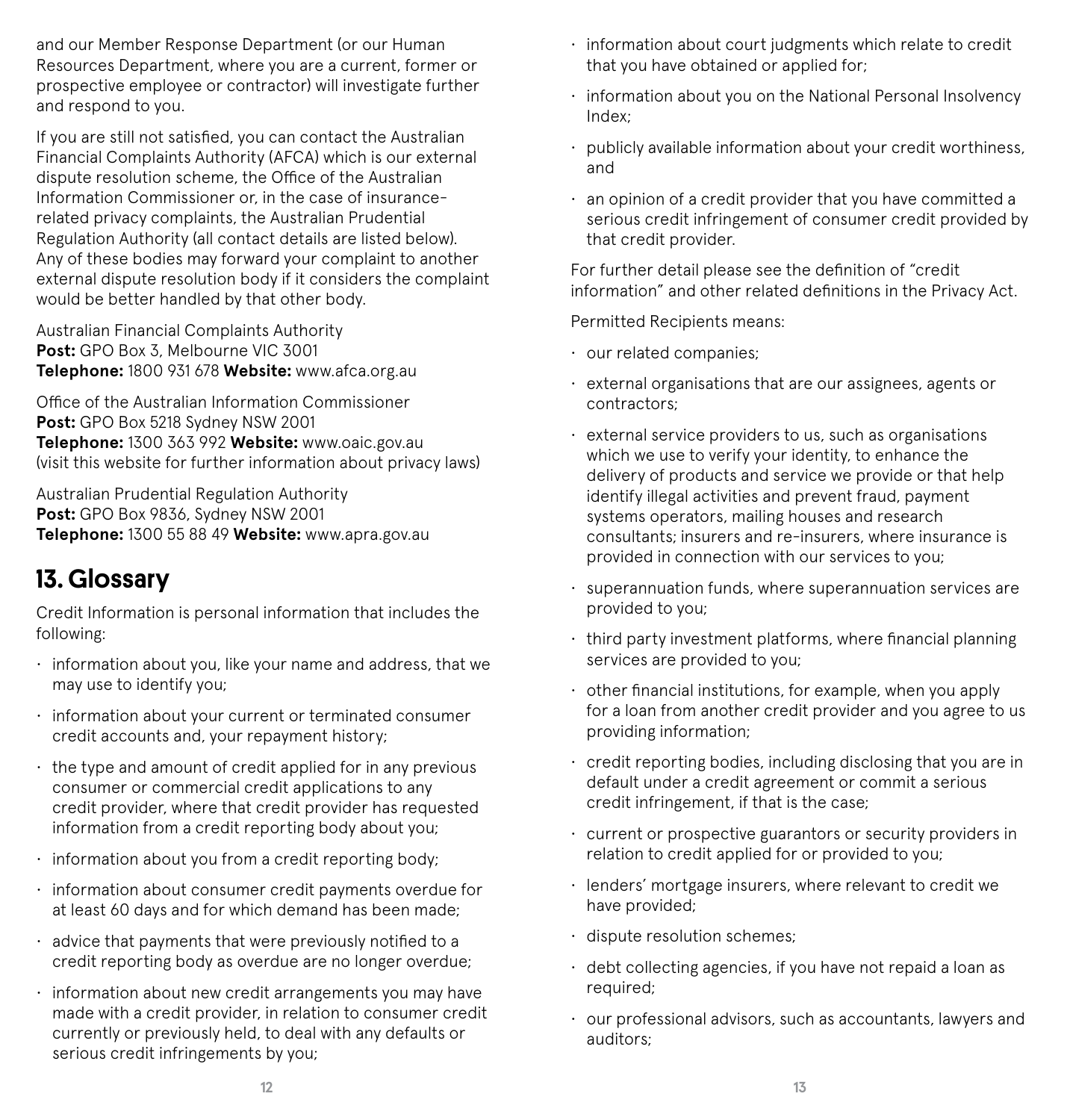and our Member Response Department (or our Human Resources Department, where you are a current, former or prospective employee or contractor) will investigate further and respond to you.

If you are still not satisfied, you can contact the Australian Financial Complaints Authority (AFCA) which is our external dispute resolution scheme, the Office of the Australian Information Commissioner or, in the case of insurance-related privacy complaints, the Australian Prudential Regulation Authority (all contact details are listed below). Any of these bodies may forward your complaint to another external dispute resolution body if it considers the complaint would be better handled by that other body.

Australian Financial Complaints Authority
**Post:** GPO Box 3, Melbourne VIC 3001
**Telephone:** 1800 931 678 **Website:** www.afca.org.au

Office of the Australian Information Commissioner
**Post:** GPO Box 5218 Sydney NSW 2001
**Telephone:** 1300 363 992 **Website:** www.oaic.gov.au
(visit this website for further information about privacy laws)

Australian Prudential Regulation Authority
**Post:** GPO Box 9836, Sydney NSW 2001
**Telephone:** 1300 55 88 49 **Website:** www.apra.gov.au

## 13. Glossary

Credit Information is personal information that includes the following:

- information about you, like your name and address, that we may use to identify you;
- information about your current or terminated consumer credit accounts and, your repayment history;
- the type and amount of credit applied for in any previous consumer or commercial credit applications to any credit provider, where that credit provider has requested information from a credit reporting body about you;
- information about you from a credit reporting body;
- information about consumer credit payments overdue for at least 60 days and for which demand has been made;
- advice that payments that were previously notified to a credit reporting body as overdue are no longer overdue;
- information about new credit arrangements you may have made with a credit provider, in relation to consumer credit currently or previously held, to deal with any defaults or serious credit infringements by you;
- information about court judgments which relate to credit that you have obtained or applied for;
- information about you on the National Personal Insolvency Index;
- publicly available information about your credit worthiness, and
- an opinion of a credit provider that you have committed a serious credit infringement of consumer credit provided by that credit provider.

For further detail please see the definition of "credit information" and other related definitions in the Privacy Act.

Permitted Recipients means:

- our related companies;
- external organisations that are our assignees, agents or contractors;
- external service providers to us, such as organisations which we use to verify your identity, to enhance the delivery of products and service we provide or that help identify illegal activities and prevent fraud, payment systems operators, mailing houses and research consultants; insurers and re-insurers, where insurance is provided in connection with our services to you;
- superannuation funds, where superannuation services are provided to you;
- third party investment platforms, where financial planning services are provided to you;
- other financial institutions, for example, when you apply for a loan from another credit provider and you agree to us providing information;
- credit reporting bodies, including disclosing that you are in default under a credit agreement or commit a serious credit infringement, if that is the case;
- current or prospective guarantors or security providers in relation to credit applied for or provided to you;
- lenders' mortgage insurers, where relevant to credit we have provided;
- dispute resolution schemes;
- debt collecting agencies, if you have not repaid a loan as required;
- our professional advisors, such as accountants, lawyers and auditors;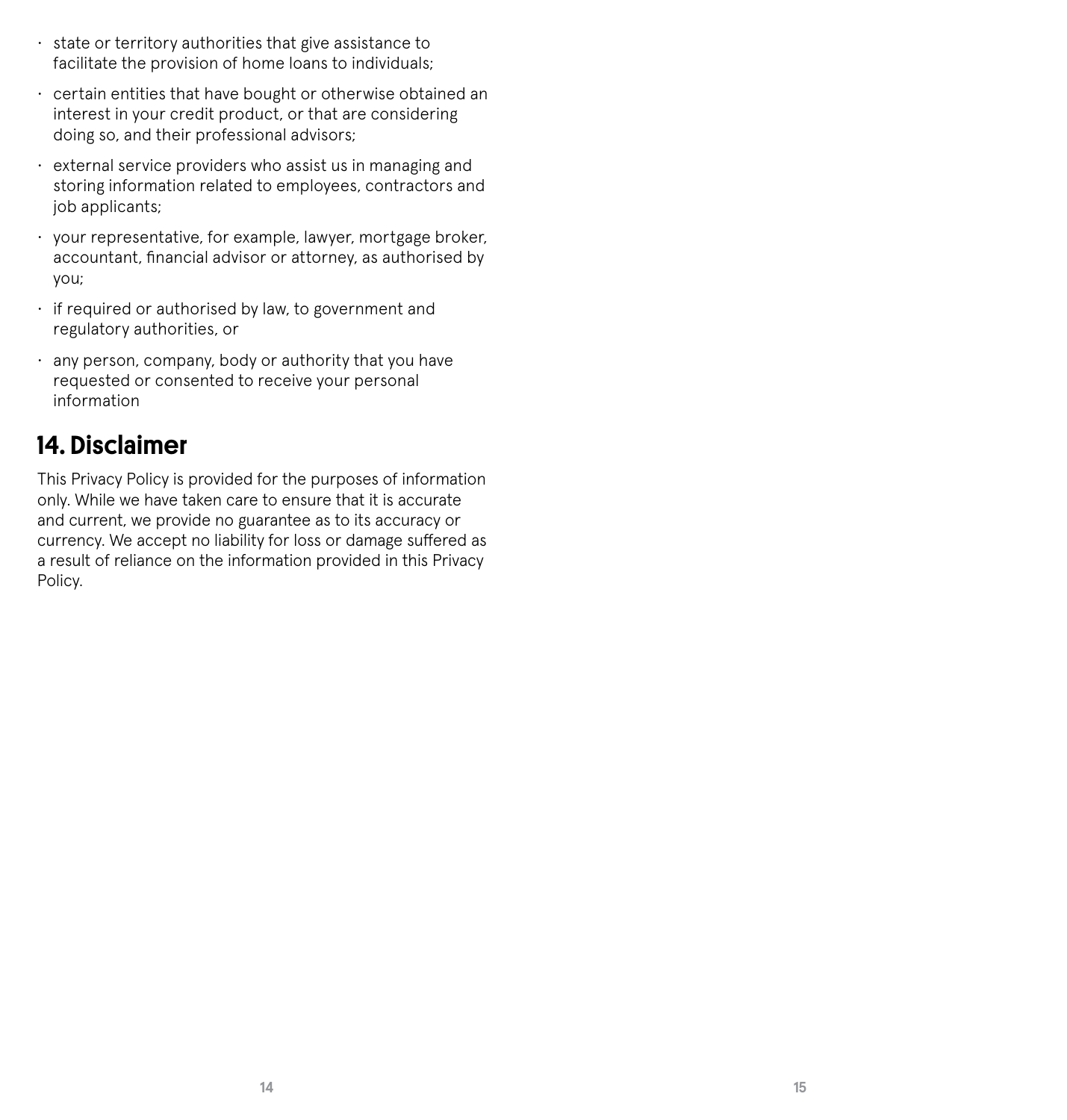- state or territory authorities that give assistance to facilitate the provision of home loans to individuals;
- certain entities that have bought or otherwise obtained an interest in your credit product, or that are considering doing so, and their professional advisors;
- external service providers who assist us in managing and storing information related to employees, contractors and job applicants;
- your representative, for example, lawyer, mortgage broker, accountant, financial advisor or attorney, as authorised by you;
- if required or authorised by law, to government and regulatory authorities, or
- any person, company, body or authority that you have requested or consented to receive your personal information

## 14. Disclaimer

This Privacy Policy is provided for the purposes of information only. While we have taken care to ensure that it is accurate and current, we provide no guarantee as to its accuracy or currency. We accept no liability for loss or damage suffered as a result of reliance on the information provided in this Privacy Policy.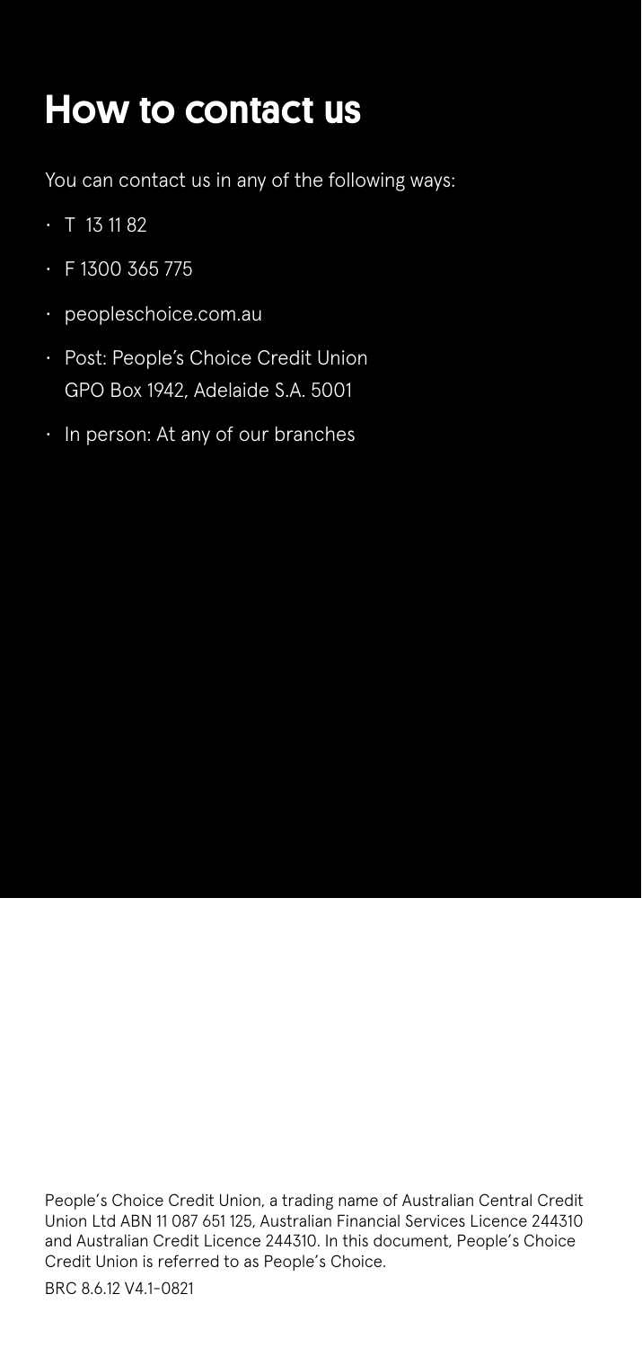# How to contact us

You can contact us in any of the following ways:

- T 13 11 82
- F 1300 365 775
- peopleschoice.com.au
- Post: People's Choice Credit Union
  GPO Box 1942, Adelaide S.A. 5001
- In person: At any of our branches

People's Choice Credit Union, a trading name of Australian Central Credit Union Ltd ABN 11 087 651 125, Australian Financial Services Licence 244310 and Australian Credit Licence 244310. In this document, People's Choice Credit Union is referred to as People's Choice.

BRC 8.6.12 V4.1-0821